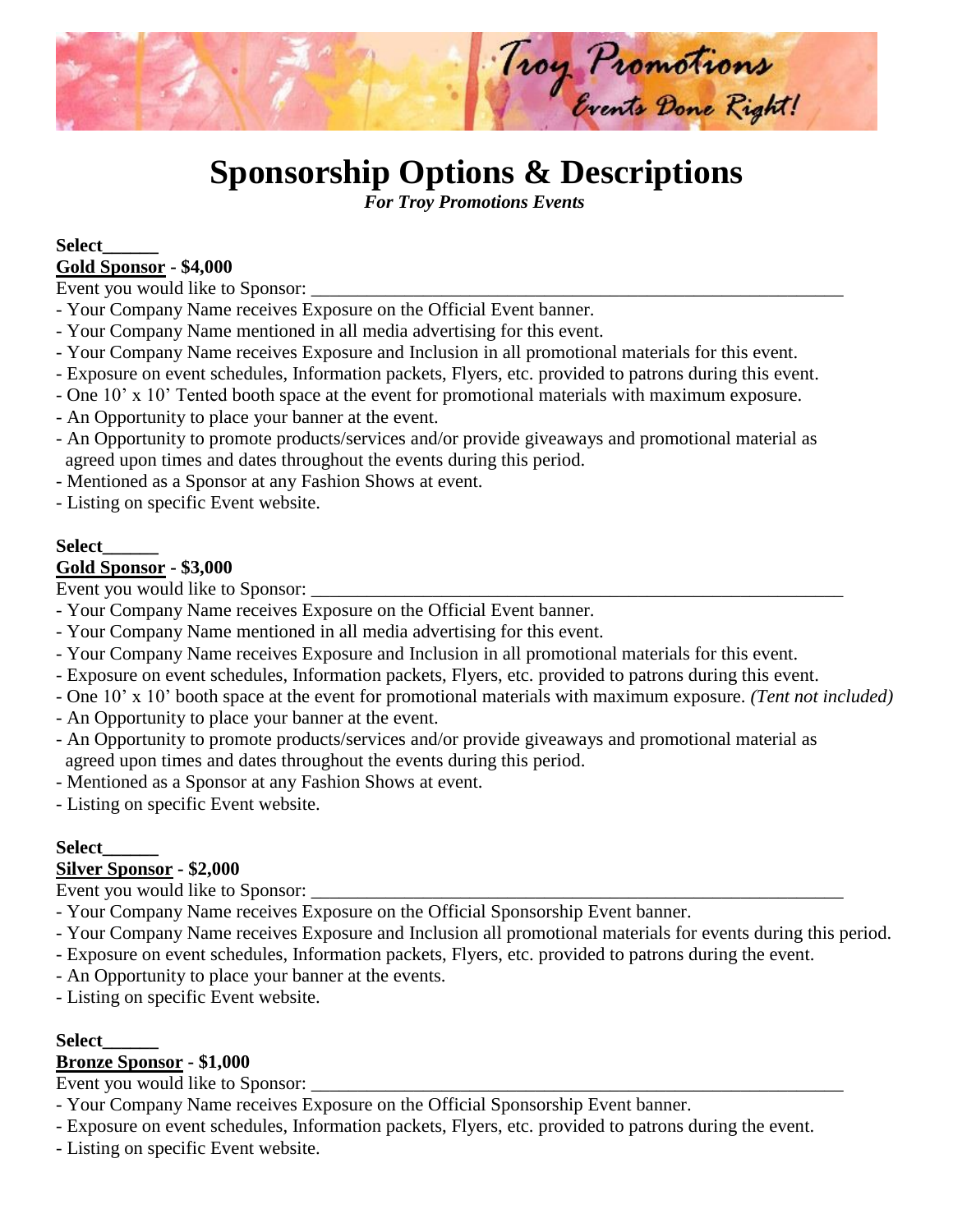Troy Promotions
Events Done Right!

# Sponsorship Options & Descriptions

***For Troy Promotions Events***

**Select______**
**Gold Sponsor - $4,000**
Event you would like to Sponsor: ____________________________________________________________

- Your Company Name receives Exposure on the Official Event banner.
- Your Company Name mentioned in all media advertising for this event.
- Your Company Name receives Exposure and Inclusion in all promotional materials for this event.
- Exposure on event schedules, Information packets, Flyers, etc. provided to patrons during this event.
- One 10' x 10' Tented booth space at the event for promotional materials with maximum exposure.
- An Opportunity to place your banner at the event.
- An Opportunity to promote products/services and/or provide giveaways and promotional material as agreed upon times and dates throughout the events during this period.
- Mentioned as a Sponsor at any Fashion Shows at event.
- Listing on specific Event website.

**Select______**
**Gold Sponsor - $3,000**
Event you would like to Sponsor: ____________________________________________________________

- Your Company Name receives Exposure on the Official Event banner.
- Your Company Name mentioned in all media advertising for this event.
- Your Company Name receives Exposure and Inclusion in all promotional materials for this event.
- Exposure on event schedules, Information packets, Flyers, etc. provided to patrons during this event.
- One 10' x 10' booth space at the event for promotional materials with maximum exposure. *(Tent not included)*
- An Opportunity to place your banner at the event.
- An Opportunity to promote products/services and/or provide giveaways and promotional material as agreed upon times and dates throughout the events during this period.
- Mentioned as a Sponsor at any Fashion Shows at event.
- Listing on specific Event website.

**Select______**
**Silver Sponsor - $2,000**
Event you would like to Sponsor: ____________________________________________________________

- Your Company Name receives Exposure on the Official Sponsorship Event banner.
- Your Company Name receives Exposure and Inclusion all promotional materials for events during this period.
- Exposure on event schedules, Information packets, Flyers, etc. provided to patrons during the event.
- An Opportunity to place your banner at the events.
- Listing on specific Event website.

**Select______**
**Bronze Sponsor - $1,000**
Event you would like to Sponsor: ____________________________________________________________

- Your Company Name receives Exposure on the Official Sponsorship Event banner.
- Exposure on event schedules, Information packets, Flyers, etc. provided to patrons during the event.
- Listing on specific Event website.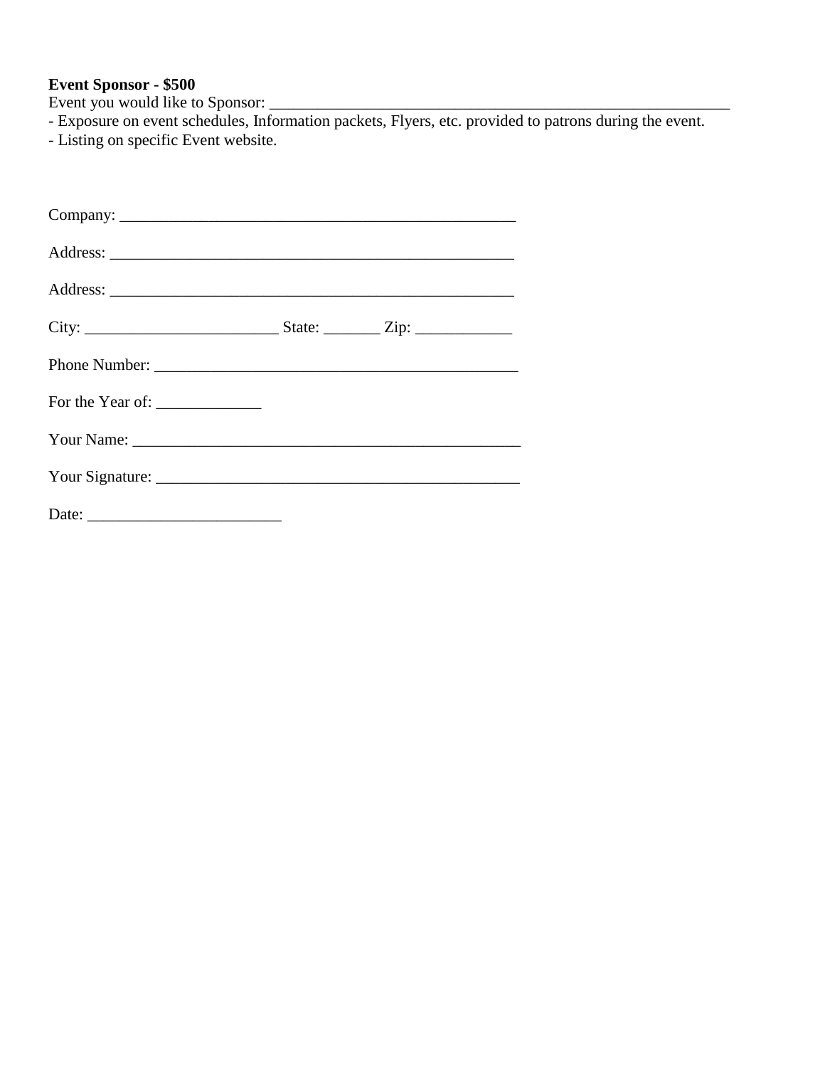**Event Sponsor - $500**
Event you would like to Sponsor: ___________________________________________________________
- Exposure on event schedules, Information packets, Flyers, etc. provided to patrons during the event.
- Listing on specific Event website.

Company: ___________________________________________________

Address: ____________________________________________________

Address: ____________________________________________________

City: _________________________ State: _______ Zip: ____________

Phone Number: _______________________________________________

For the Year of: _____________

Your Name: __________________________________________________

Your Signature: _______________________________________________

Date: ________________________